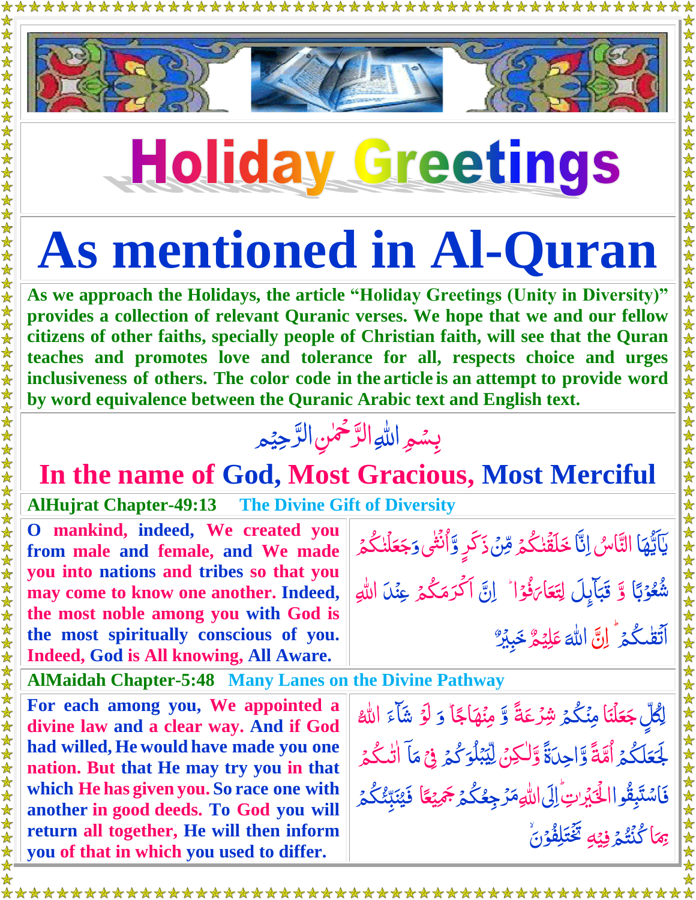# Holiday Greetings

# As mentioned in Al-Quran

**As we approach the Holidays, the article "Holiday Greetings (Unity in Diversity)" provides a collection of relevant Quranic verses. We hope that we and our fellow citizens of other faiths, specially people of Christian faith, will see that the Quran teaches and promotes love and tolerance for all, respects choice and urges inclusiveness of others. The color code in the article is an attempt to provide word by word equivalence between the Quranic Arabic text and English text.**

بِسۡمِ اللّٰہِ الرَّحۡمٰنِ الرَّحِیۡم

## In the name of God, Most Gracious, Most Merciful

**AlHujrat Chapter-49:13** **The Divine Gift of Diversity**

| | |
|---|---|
| **O mankind, indeed, We created you from male and female, and We made you into nations and tribes so that you may come to know one another. Indeed, the most noble among you with God is the most spiritually conscious of you. Indeed, God is All knowing, All Aware.** | یٰۤاَیُّہَا النَّاسُ اِنَّا خَلَقۡنٰکُمۡ مِّنۡ ذَکَرٍ وَّ اُنۡثٰی وَ جَعَلۡنٰکُمۡ شُعُوۡبًا وَّ قَبَآئِلَ لِتَعَارَفُوۡا ؕ اِنَّ اَکۡرَمَکُمۡ عِنۡدَ اللّٰہِ اَتۡقٰکُمۡ ؕ اِنَّ اللّٰہَ عَلِیۡمٌ خَبِیۡرٌ |

**AlMaidah Chapter-5:48** **Many Lanes on the Divine Pathway**

| | |
|---|---|
| **For each among you, We appointed a divine law and a clear way. And if God had willed, He would have made you one nation. But that He may try you in that which He has given you. So race one with another in good deeds. To God you will return all together, He will then inform you of that in which you used to differ.** | لِکُلٍّ جَعَلۡنَا مِنۡکُمۡ شِرۡعَۃً وَّ مِنۡہَاجًا ؕ وَ لَوۡ شَآءَ اللّٰہُ لَجَعَلَکُمۡ اُمَّۃً وَّاحِدَۃً وَّ لٰکِنۡ لِّیَبۡلُوَکُمۡ فِیۡ مَاۤ اٰتٰکُمۡ فَاسۡتَبِقُوا الۡخَیۡرٰتِ ؕ اِلَی اللّٰہِ مَرۡجِعُکُمۡ جَمِیۡعًا فَیُنَبِّئُکُمۡ بِمَا کُنۡتُمۡ فِیۡہِ تَخۡتَلِفُوۡنَ |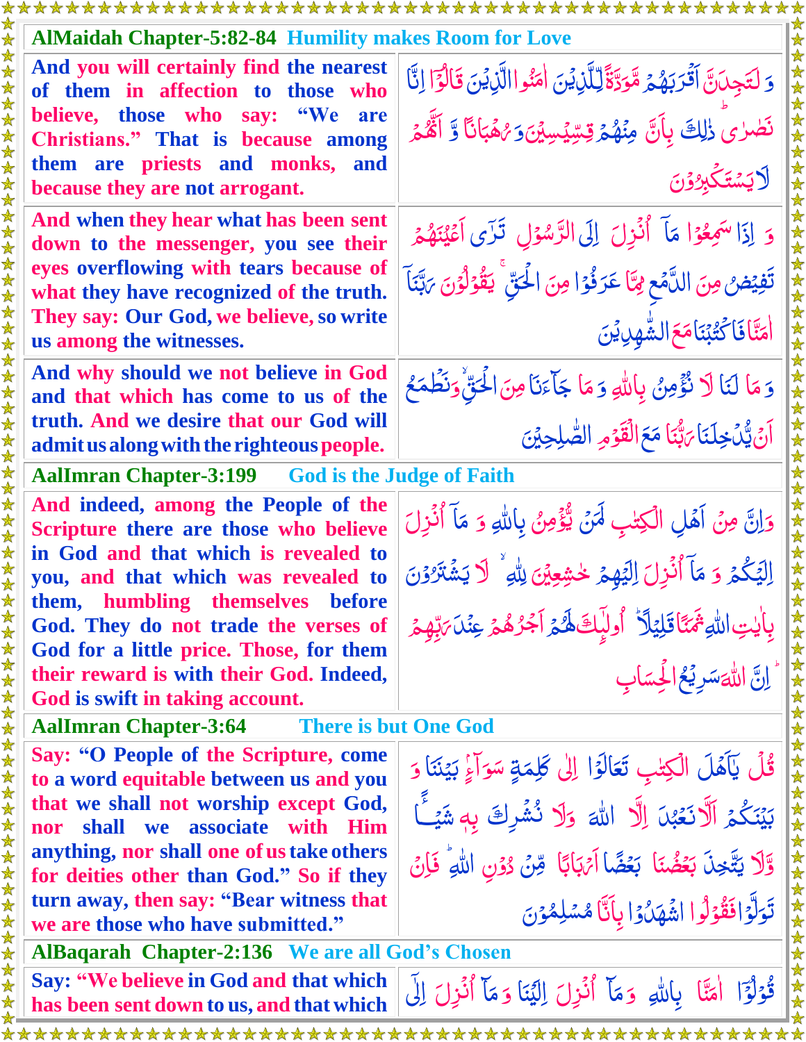## AlMaidah Chapter-5:82-84 Humility makes Room for Love

| | |
|---|---|
| And you will certainly find the nearest of them in affection to those who believe, those who say: “We are Christians.” That is because among them are priests and monks, and because they are not arrogant. | وَ لَتَجِدَنَّ اَقْرَبَهُمْ مَّوَدَّةً لِّلَّذِيْنَ اٰمَنُوا الَّذِيْنَ قَالُوْٓا اِنَّا نَصٰرٰى ؕ ذٰلِكَ بِاَنَّ مِنْهُمْ قِسِّيْسِيْنَ وَ رُهْبَانًا وَّ اَنَّهُمْ لَا يَسْتَكْبِرُوْنَ |
| And when they hear what has been sent down to the messenger, you see their eyes overflowing with tears because of what they have recognized of the truth. They say: Our God, we believe, so write us among the witnesses. | وَ اِذَا سَمِعُوْا مَآ اُنْزِلَ اِلَى الرَّسُوْلِ تَرٰٓى اَعْيُنَهُمْ تَفِيْضُ مِنَ الدَّمْعِ مِمَّا عَرَفُوْا مِنَ الْحَقِّ ۚ يَقُوْلُوْنَ رَبَّنَآ اٰمَنَّا فَاكْتُبْنَا مَعَ الشّٰهِدِيْنَ |
| And why should we not believe in God and that which has come to us of the truth. And we desire that our God will admit us along with the righteous people. | وَ مَا لَنَا لَا نُؤْمِنُ بِاللّٰهِ وَ مَا جَآءَنَا مِنَ الْحَقِّ ۙ وَ نَطْمَعُ اَنْ يُّدْخِلَنَا رَبُّنَا مَعَ الْقَوْمِ الصّٰلِحِيْنَ |

## AalImran Chapter-3:199 God is the Judge of Faith

| | |
|---|---|
| And indeed, among the People of the Scripture there are those who believe in God and that which is revealed to you, and that which was revealed to them, humbling themselves before God. They do not trade the verses of God for a little price. Those, for them their reward is with their God. Indeed, God is swift in taking account. | وَ اِنَّ مِنْ اَهْلِ الْكِتٰبِ لَمَنْ يُّؤْمِنُ بِاللّٰهِ وَ مَآ اُنْزِلَ اِلَيْكُمْ وَ مَآ اُنْزِلَ اِلَيْهِمْ خٰشِعِيْنَ لِلّٰهِ ۙ لَا يَشْتَرُوْنَ بِاٰيٰتِ اللّٰهِ ثَمَنًا قَلِيْلًا ؕ اُولٰٓئِكَ لَهُمْ اَجْرُهُمْ عِنْدَ رَبِّهِمْ ؕ اِنَّ اللّٰهَ سَرِيْعُ الْحِسَابِ |

## AalImran Chapter-3:64 There is but One God

| | |
|---|---|
| Say: “O People of the Scripture, come to a word equitable between us and you that we shall not worship except God, nor shall we associate with Him anything, nor shall one of us take others for deities other than God.” So if they turn away, then say: “Bear witness that we are those who have submitted.” | قُلْ يٰٓاَهْلَ الْكِتٰبِ تَعَالَوْا اِلٰى كَلِمَةٍ سَوَآءٍۢ بَيْنَنَا وَ بَيْنَكُمْ اَلَّا نَعْبُدَ اِلَّا اللّٰهَ وَ لَا نُشْرِكَ بِهٖ شَيْـًٔا وَّ لَا يَتَّخِذَ بَعْضُنَا بَعْضًا اَرْبَابًا مِّنْ دُوْنِ اللّٰهِ ؕ فَاِنْ تَوَلَّوْا فَقُوْلُوا اشْهَدُوْا بِاَنَّا مُسْلِمُوْنَ |

## AlBaqarah Chapter-2:136 We are all God’s Chosen

| | |
|---|---|
| Say: “We believe in God and that which has been sent down to us, and that which | قُوْلُوْٓا اٰمَنَّا بِاللّٰهِ وَ مَآ اُنْزِلَ اِلَيْنَا وَ مَآ اُنْزِلَ اِلٰٓى |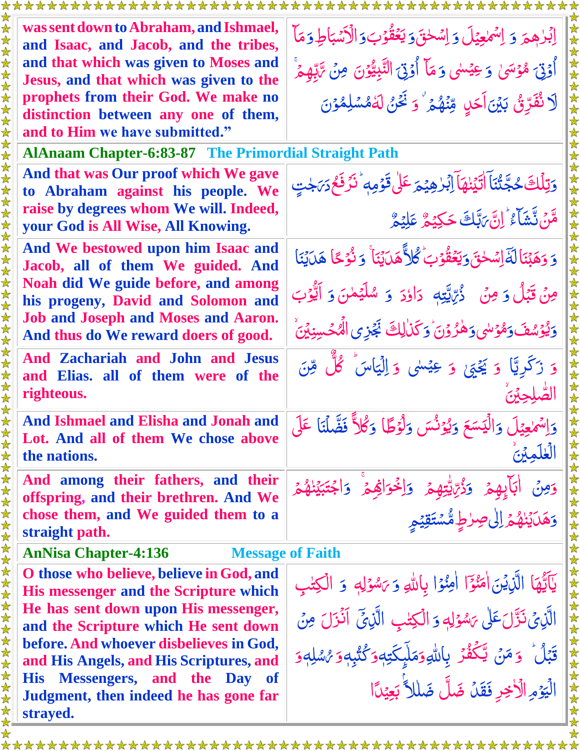| | |
|---|---|
| was sent down to Abraham, and Ishmael, and Isaac, and Jacob, and the tribes, and that which was given to Moses and Jesus, and that which was given to the prophets from their God. We make no distinction between any one of them, and to Him we have submitted." | اِبْرٰهِمَ وَ اِسْمٰعِيْلَ وَ اِسْحٰقَ وَ يَعْقُوْبَ وَالْاَسْبَاطِ وَمَآ اُوْتِيَ مُوْسٰى وَ عِيْسٰى وَ مَآ اُوْتِيَ النَّبِيُّوْنَ مِنْ رَّبِّهِمْ ۚ لَا نُفَرِّقُ بَيْنَ اَحَدٍ مِّنْهُمْ ۫ وَ نَحْنُ لَهٗ مُسْلِمُوْنَ |
| **AlAnaam Chapter-6:83-87** **The Primordial Straight Path** | |
| And that was Our proof which We gave to Abraham against his people. We raise by degrees whom We will. Indeed, your God is All Wise, All Knowing. | وَتِلْكَ حُجَّتُنَآ اٰتَيْنٰهَآ اِبْرٰهِيْمَ عَلٰى قَوْمِهٖ ؕ نَرْفَعُ دَرَجٰتٍ مَّنْ نَّشَآءُ ؕ اِنَّ رَبَّكَ حَكِيْمٌ عَلِيْمٌ |
| And We bestowed upon him Isaac and Jacob, all of them We guided. And Noah did We guide before, and among his progeny, David and Solomon and Job and Joseph and Moses and Aaron. And thus do We reward doers of good. | وَ وَهَبْنَا لَهٗٓ اِسْحٰقَ وَيَعْقُوْبَ ؕ كُلًّا هَدَيْنَا ۚ وَ نُوْحًا هَدَيْنَا مِنْ قَبْلُ وَ مِنْ ذُرِّيَّتِهٖ دَاوٗدَ وَ سُلَيْمٰنَ وَ اَيُّوْبَ وَيُوْسُفَ وَمُوْسٰى وَهٰرُوْنَ ؕ وَكَذٰلِكَ نَجْزِي الْمُحْسِنِيْنَ ۙ |
| And Zachariah and John and Jesus and Elias. all of them were of the righteous. | وَ زَكَرِيَّا وَ يَحْيٰى وَ عِيْسٰى وَ اِلْيَاسَ ؕ كُلٌّ مِّنَ الصّٰلِحِيْنَ ۙ |
| And Ishmael and Elisha and Jonah and Lot. And all of them We chose above the nations. | وَاِسْمٰعِيْلَ وَالْيَسَعَ وَيُوْنُسَ وَلُوْطًا ؕ وَكُلًّا فَضَّلْنَا عَلَى الْعٰلَمِيْنَ ۙ |
| And among their fathers, and their offspring, and their brethren. And We chose them, and We guided them to a straight path. | وَمِنْ اٰبَآئِهِمْ وَذُرِّيّٰتِهِمْ وَاِخْوَانِهِمْ ۚ وَاجْتَبَيْنٰهُمْ وَهَدَيْنٰهُمْ اِلٰى صِرَاطٍ مُّسْتَقِيْمٍ |
| **AnNisa Chapter-4:136** **Message of Faith** | |
| O those who believe, believe in God, and His messenger and the Scripture which He has sent down upon His messenger, and the Scripture which He sent down before. And whoever disbelieves in God, and His Angels, and His Scriptures, and His Messengers, and the Day of Judgment, then indeed he has gone far strayed. | يٰٓاَيُّهَا الَّذِيْنَ اٰمَنُوْٓا اٰمِنُوْا بِاللّٰهِ وَ رَسُوْلِهٖ وَ الْكِتٰبِ الَّذِيْ نَزَّلَ عَلٰى رَسُوْلِهٖ وَ الْكِتٰبِ الَّذِيْٓ اَنْزَلَ مِنْ قَبْلُ ؕ وَ مَنْ يَّكْفُرْ بِاللّٰهِ وَمَلٰٓئِكَتِهٖ وَكُتُبِهٖ وَرُسُلِهٖ وَالْيَوْمِ الْاٰخِرِ فَقَدْ ضَلَّ ضَلٰلًاۢ بَعِيْدًا |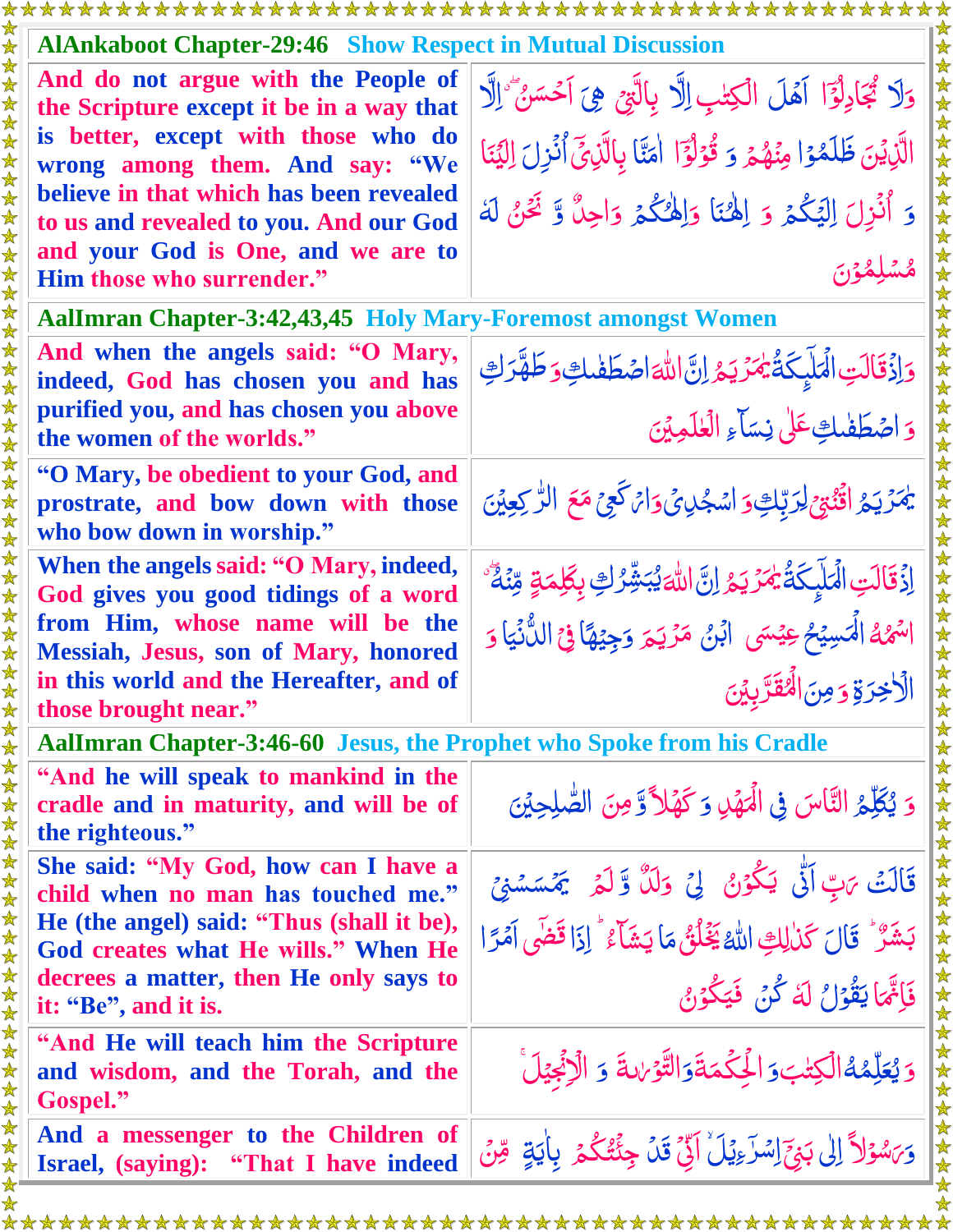## AlAnkaboot Chapter-29:46 Show Respect in Mutual Discussion

| | |
|---|---|
| And do not argue with the People of the Scripture except it be in a way that is better, except with those who do wrong among them. And say: "We believe in that which has been revealed to us and revealed to you. And our God and your God is One, and we are to Him those who surrender." | وَلَا تُجَادِلُوْٓا اَهْلَ الْكِتٰبِ اِلَّا بِالَّتِيْ هِيَ اَحْسَنُ ۖ اِلَّا الَّذِيْنَ ظَلَمُوْا مِنْهُمْ وَ قُوْلُوْٓا اٰمَنَّا بِالَّذِيْٓ اُنْزِلَ اِلَيْنَا وَ اُنْزِلَ اِلَيْكُمْ وَ اِلٰهُنَا وَاِلٰهُكُمْ وَاحِدٌ وَّ نَحْنُ لَهٗ مُسْلِمُوْنَ |

## AalImran Chapter-3:42,43,45 Holy Mary-Foremost amongst Women

| | |
|---|---|
| And when the angels said: "O Mary, indeed, God has chosen you and has purified you, and has chosen you above the women of the worlds." | وَاِذْقَالَتِ الْمَلٰٓئِكَةُ يٰمَرْيَمُ اِنَّ اللّٰهَ اصْطَفٰكِ وَ طَهَّرَكِ وَ اصْطَفٰكِ عَلٰى نِسَآءِ الْعٰلَمِيْنَ |
| "O Mary, be obedient to your God, and prostrate, and bow down with those who bow down in worship." | يٰمَرْيَمُ اقْنُتِيْ لِرَبِّكِ وَ اسْجُدِيْ وَارْكَعِيْ مَعَ الرّٰكِعِيْنَ |
| When the angels said: "O Mary, indeed, God gives you good tidings of a word from Him, whose name will be the Messiah, Jesus, son of Mary, honored in this world and the Hereafter, and of those brought near." | اِذْقَالَتِ الْمَلٰٓئِكَةُ يٰمَرْيَمُ اِنَّ اللّٰهَ يُبَشِّرُكِ بِكَلِمَةٍ مِّنْهُ ۖ اسْمُهُ الْمَسِيْحُ عِيْسَى ابْنُ مَرْيَمَ وَجِيْهًا فِي الدُّنْيَا وَ الْاٰخِرَةِ وَ مِنَ الْمُقَرَّبِيْنَ |

## AalImran Chapter-3:46-60 Jesus, the Prophet who Spoke from his Cradle

| | |
|---|---|
| "And he will speak to mankind in the cradle and in maturity, and will be of the righteous." | وَ يُكَلِّمُ النَّاسَ فِي الْمَهْدِ وَ كَهْلًا وَّ مِنَ الصّٰلِحِيْنَ |
| She said: "My God, how can I have a child when no man has touched me." He (the angel) said: "Thus (shall it be), God creates what He wills." When He decrees a matter, then He only says to it: "Be", and it is. | قَالَتْ رَبِّ اَنّٰى يَكُوْنُ لِيْ وَلَدٌ وَّ لَمْ يَمْسَسْنِيْ بَشَرٌ ؕ قَالَ كَذٰلِكِ اللّٰهُ يَخْلُقُ مَا يَشَآءُ ؕ اِذَا قَضٰٓى اَمْرًا فَاِنَّمَا يَقُوْلُ لَهٗ كُنْ فَيَكُوْنُ |
| "And He will teach him the Scripture and wisdom, and the Torah, and the Gospel." | وَ يُعَلِّمُهُ الْكِتٰبَ وَ الْحِكْمَةَ وَالتَّوْرٰىةَ وَ الْاِنْجِيْلَ ۚ |
| And a messenger to the Children of Israel, (saying): "That I have indeed | وَرَسُوْلًا اِلٰى بَنِيْٓ اِسْرَآءِيْلَ ۙ اَنِّيْ قَدْ جِئْتُكُمْ بِاٰيَةٍ مِّنْ |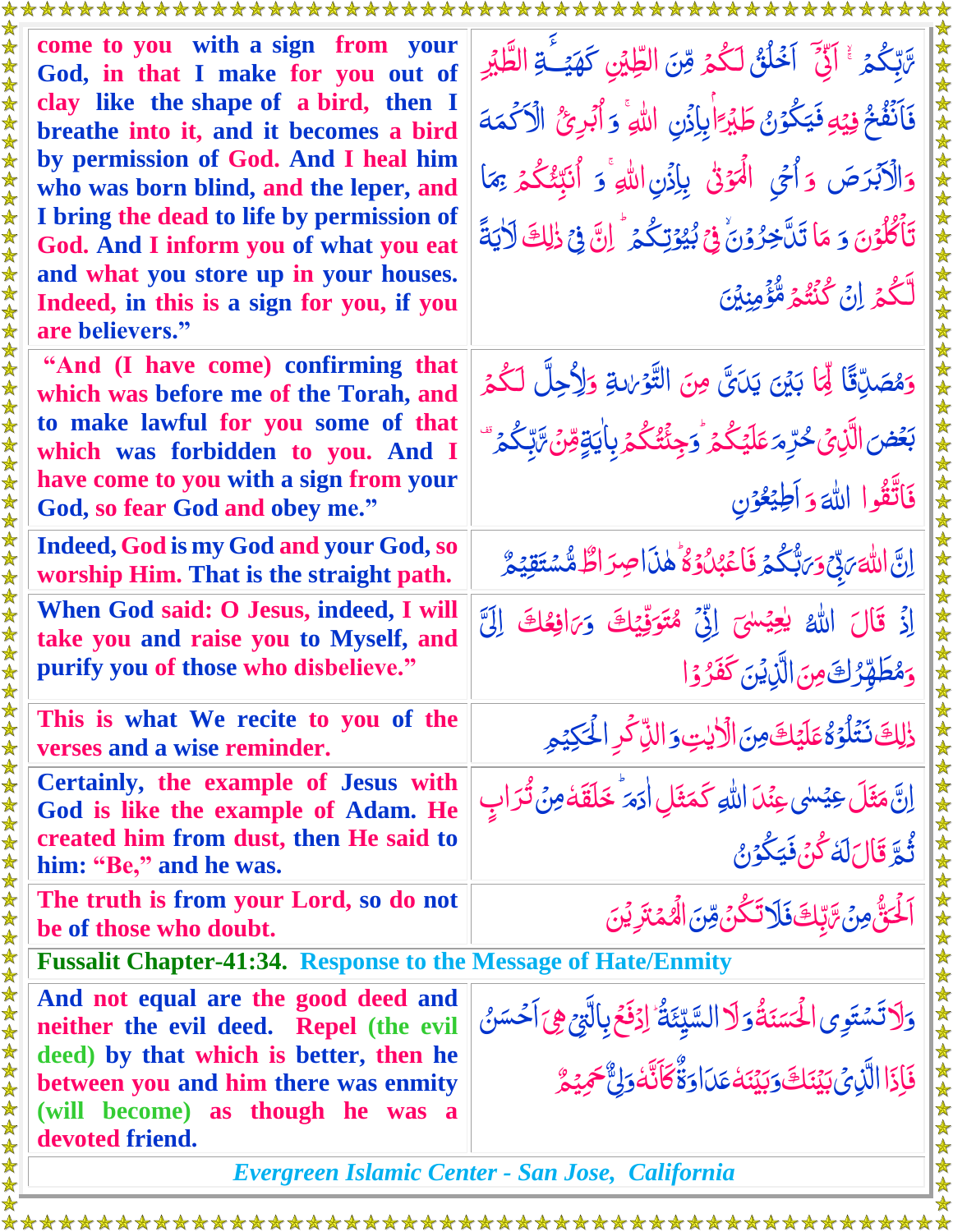| | |
|---|---|
| come to you with a sign from your God, in that I make for you out of clay like the shape of a bird, then I breathe into it, and it becomes a bird by permission of God. And I heal him who was born blind, and the leper, and I bring the dead to life by permission of God. And I inform you of what you eat and what you store up in your houses. Indeed, in this is a sign for you, if you are believers." | رَّبِّكُمْ ۙ اَنِّیْۤ اَخْلُقُ لَكُمْ مِّنَ الطِّیْنِ كَهَیْـَٔةِ الطَّیْرِ فَاَنْفُخُ فِیْهِ فَیَكُوْنُ طَیْرًۢا بِاِذْنِ اللّٰهِ ۚ وَ اُبْرِئُ الْاَكْمَهَ وَالْاَبْرَصَ وَ اُحْیِ الْمَوْتٰى بِاِذْنِ اللّٰهِ ۚ وَ اُنَبِّئُكُمْ بِمَا تَاْكُلُوْنَ وَ مَا تَدَّخِرُوْنَ ۙ فِیْ بُیُوْتِكُمْ ؕ اِنَّ فِیْ ذٰلِكَ لَاٰیَةً لَّكُمْ اِنْ كُنْتُمْ مُّؤْمِنِیْنَ |
| "And (I have come) confirming that which was before me of the Torah, and to make lawful for you some of that which was forbidden to you. And I have come to you with a sign from your God, so fear God and obey me." | وَمُصَدِّقًا لِّمَا بَیْنَ یَدَیَّ مِنَ التَّوْرٰىةِ وَلِاُحِلَّ لَكُمْ بَعْضَ الَّذِیْ حُرِّمَ عَلَیْكُمْ وَجِئْتُكُمْ بِاٰیَةٍ مِّنْ رَّبِّكُمْ ۟ فَاتَّقُوا اللّٰهَ وَ اَطِیْعُوْنِ |
| Indeed, God is my God and your God, so worship Him. That is the straight path. | اِنَّ اللّٰهَ رَبِّیْ وَرَبُّكُمْ فَاعْبُدُوْهُ ؕ هٰذَا صِرَاطٌ مُّسْتَقِیْمٌ |
| When God said: O Jesus, indeed, I will take you and raise you to Myself, and purify you of those who disbelieve." | اِذْ قَالَ اللّٰهُ یٰعِیْسٰۤى اِنِّیْ مُتَوَفِّیْكَ وَرَافِعُكَ اِلَیَّ وَمُطَهِّرُكَ مِنَ الَّذِیْنَ كَفَرُوْا |
| This is what We recite to you of the verses and a wise reminder. | ذٰلِكَ نَتْلُوْهُ عَلَیْكَ مِنَ الْاٰیٰتِ وَالذِّكْرِ الْحَكِیْمِ |
| Certainly, the example of Jesus with God is like the example of Adam. He created him from dust, then He said to him: "Be," and he was. | اِنَّ مَثَلَ عِیْسٰى عِنْدَ اللّٰهِ كَمَثَلِ اٰدَمَ ؕ خَلَقَهٗ مِنْ تُرَابٍ ثُمَّ قَالَ لَهٗ كُنْ فَیَكُوْنُ |
| The truth is from your Lord, so do not be of those who doubt. | اَلْحَقُّ مِنْ رَّبِّكَ فَلَا تَكُنْ مِّنَ الْمُمْتَرِیْنَ |

**Fussalit Chapter-41:34. Response to the Message of Hate/Enmity**

| | |
|---|---|
| And not equal are the good deed and neither the evil deed. Repel (the evil deed) by that which is better, then he between you and him there was enmity (will become) as though he was a devoted friend. | وَلَا تَسْتَوِی الْحَسَنَةُ وَلَا السَّیِّئَةُ ؕ اِدْفَعْ بِالَّتِیْ هِیَ اَحْسَنُ فَاِذَا الَّذِیْ بَیْنَكَ وَبَیْنَهٗ عَدَاوَةٌ كَاَنَّهٗ وَلِیٌّ حَمِیْمٌ |

*Evergreen Islamic Center - San Jose, California*